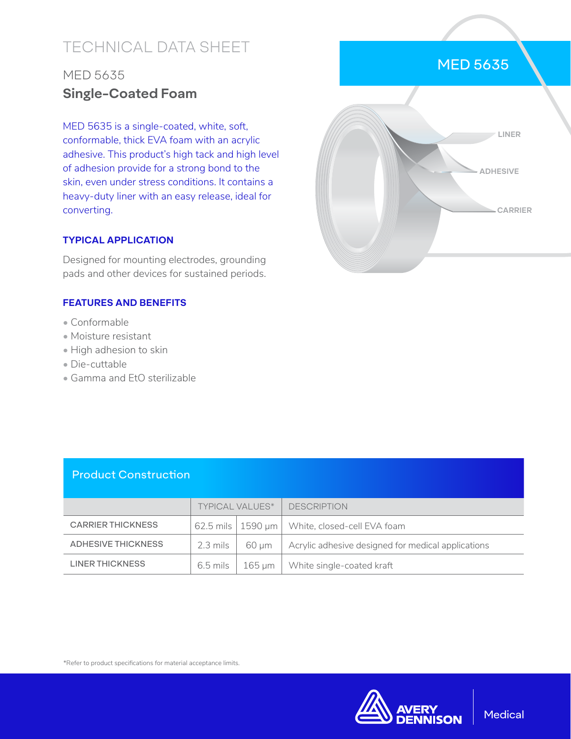# TECHNICAL DATA SHEET

## MED 5635

## Single-Coated Foam

MED 5635 is a single-coated, white, soft, conformable, thick EVA foam with an acrylic adhesive. This product's high tack and high level of adhesion provide for a strong bond to the skin, even under stress conditions. It contains a heavy-duty liner with an easy release, ideal for converting.

### TYPICAL APPLICATION

Designed for mounting electrodes, grounding pads and other devices for sustained periods.

### FEATURES AND BENEFITS

- Conformable
- Moisture resistant
- High adhesion to skin
- Die-cuttable
- Gamma and EtO sterilizable

MED 5635

LINER

ADHESIVE

CARRIER

## Product Construction

| | TYPICAL VALUES* | | DESCRIPTION |
|---|---|---|---|
| CARRIER THICKNESS | 62.5 mils | 1590 µm | White, closed-cell EVA foam |
| ADHESIVE THICKNESS | 2.3 mils | 60 µm | Acrylic adhesive designed for medical applications |
| LINER THICKNESS | 6.5 mils | 165 µm | White single-coated kraft |

*Refer to product specifications for material acceptance limits.

AVERY DENNISON Medical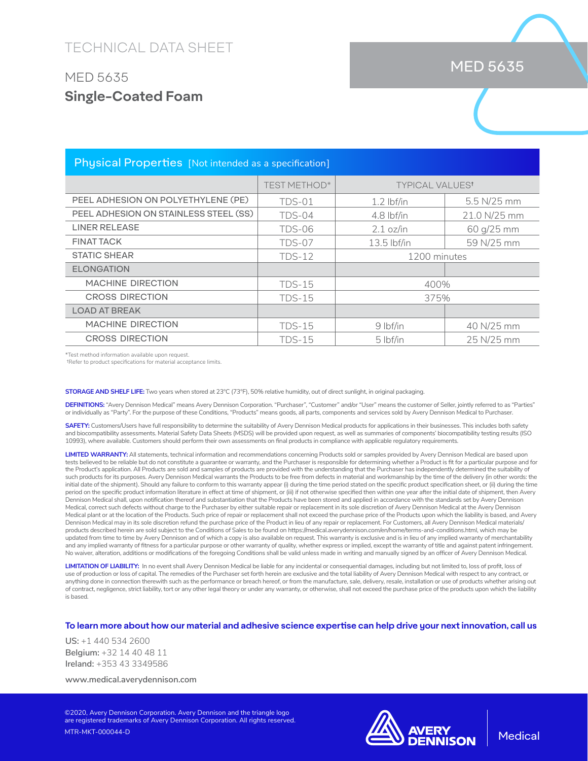# TECHNICAL DATA SHEET

## MED 5635

## **Single-Coated Foam**

MED 5635

### Physical Properties [Not intended as a specification]

| | TEST METHOD* | TYPICAL VALUES† | |
|---|---|---|---|
| PEEL ADHESION ON POLYETHYLENE (PE) | TDS-01 | 1.2 lbf/in | 5.5 N/25 mm |
| PEEL ADHESION ON STAINLESS STEEL (SS) | TDS-04 | 4.8 lbf/in | 21.0 N/25 mm |
| LINER RELEASE | TDS-06 | 2.1 oz/in | 60 g/25 mm |
| FINAT TACK | TDS-07 | 13.5 lbf/in | 59 N/25 mm |
| STATIC SHEAR | TDS-12 | 1200 minutes | |
| ELONGATION | | | |
| MACHINE DIRECTION | TDS-15 | 400% | |
| CROSS DIRECTION | TDS-15 | 375% | |
| LOAD AT BREAK | | | |
| MACHINE DIRECTION | TDS-15 | 9 lbf/in | 40 N/25 mm |
| CROSS DIRECTION | TDS-15 | 5 lbf/in | 25 N/25 mm |

*Test method information available upon request.
†Refer to product specifications for material acceptance limits.

**STORAGE AND SHELF LIFE:** Two years when stored at 23°C (73°F), 50% relative humidity, out of direct sunlight, in original packaging.

**DEFINITIONS:** "Avery Dennison Medical" means Avery Dennison Corporation. "Purchaser", "Customer" and/or "User" means the customer of Seller, jointly referred to as "Parties" or individually as "Party". For the purpose of these Conditions, "Products" means goods, all parts, components and services sold by Avery Dennison Medical to Purchaser.

**SAFETY:** Customers/Users have full responsibility to determine the suitability of Avery Dennison Medical products for applications in their businesses. This includes both safety and biocompatibility assessments. Material Safety Data Sheets (MSDS) will be provided upon request, as well as summaries of components' biocompatibility testing results (ISO 10993), where available. Customers should perform their own assessments on final products in compliance with applicable regulatory requirements.

**LIMITED WARRANTY:** All statements, technical information and recommendations concerning Products sold or samples provided by Avery Dennison Medical are based upon tests believed to be reliable but do not constitute a guarantee or warranty, and the Purchaser is responsible for determining whether a Product is fit for a particular purpose and for the Product's application. All Products are sold and samples of products are provided with the understanding that the Purchaser has independently determined the suitability of such products for its purposes. Avery Dennison Medical warrants the Products to be free from defects in material and workmanship by the time of the delivery (in other words: the initial date of the shipment). Should any failure to conform to this warranty appear (i) during the time period stated on the specific product specification sheet, or (ii) during the time period on the specific product information literature in effect at time of shipment, or (iii) if not otherwise specified then within one year after the initial date of shipment, then Avery Dennison Medical shall, upon notification thereof and substantiation that the Products have been stored and applied in accordance with the standards set by Avery Dennison Medical, correct such defects without charge to the Purchaser by either suitable repair or replacement in its sole discretion of Avery Dennison Medical at the Avery Dennison Medical plant or at the location of the Products. Such price of repair or replacement shall not exceed the purchase price of the Products upon which the liability is based, and Avery Dennison Medical may in its sole discretion refund the purchase price of the Product in lieu of any repair or replacement. For Customers, all Avery Dennison Medical materials/ products described herein are sold subject to the Conditions of Sales to be found on https://medical.averydennison.com/en/home/terms-and-conditions.html, which may be updated from time to time by Avery Dennison and of which a copy is also available on request. This warranty is exclusive and is in lieu of any implied warranty of merchantability and any implied warranty of fitness for a particular purpose or other warranty of quality, whether express or implied, except the warranty of title and against patent infringement. No waiver, alteration, additions or modifications of the foregoing Conditions shall be valid unless made in writing and manually signed by an officer of Avery Dennison Medical.

**LIMITATION OF LIABILITY:** In no event shall Avery Dennison Medical be liable for any incidental or consequential damages, including but not limited to, loss of profit, loss of use of production or loss of capital. The remedies of the Purchaser set forth herein are exclusive and the total liability of Avery Dennison Medical with respect to any contract, or anything done in connection therewith such as the performance or breach hereof, or from the manufacture, sale, delivery, resale, installation or use of products whether arising out of contract, negligence, strict liability, tort or any other legal theory or under any warranty, or otherwise, shall not exceed the purchase price of the products upon which the liability is based.

**To learn more about how our material and adhesive science expertise can help drive your next innovation, call us**

**US:** +1 440 534 2600
**Belgium:** +32 14 40 48 11
**Ireland:** +353 43 3349586

www.medical.averydennison.com

©2020, Avery Dennison Corporation. Avery Dennison and the triangle logo are registered trademarks of Avery Dennison Corporation. All rights reserved.

MTR-MKT-000044-D

AVERY DENNISON Medical